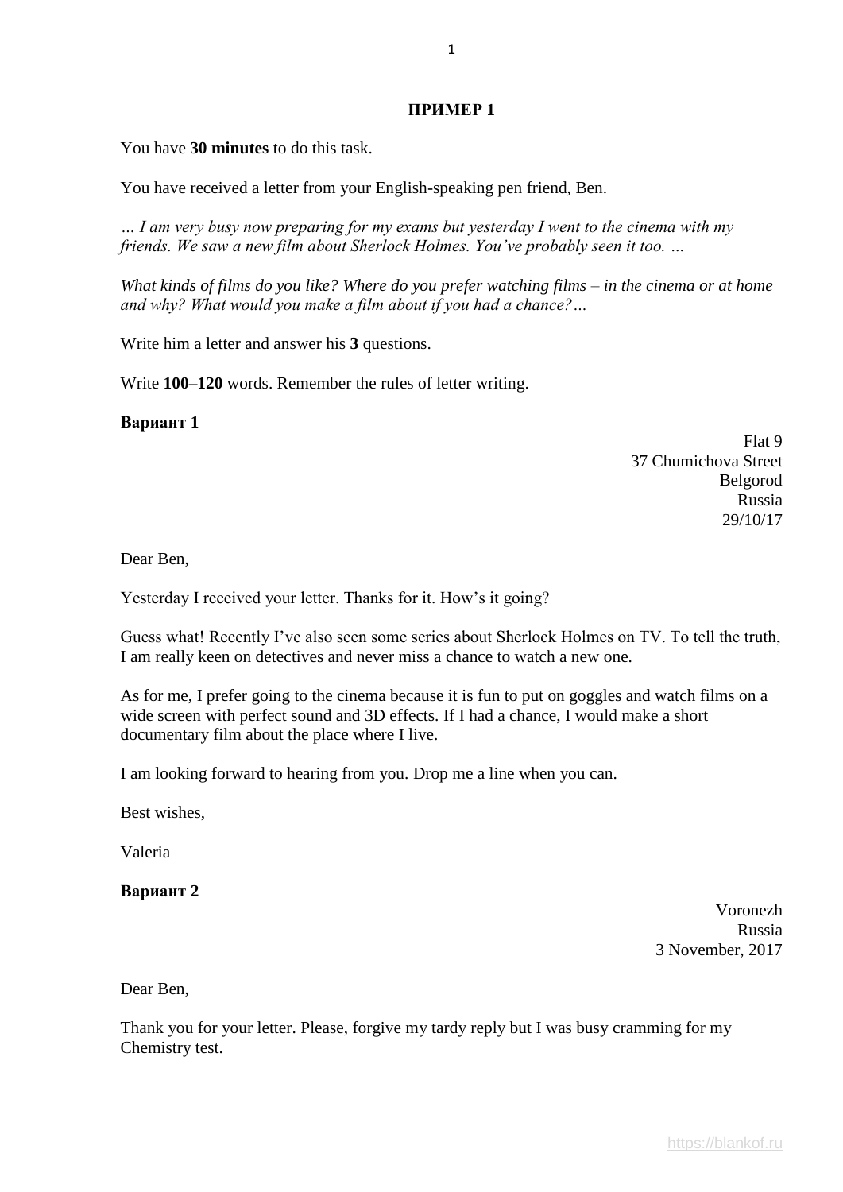## ПРИМЕР 1

You have **30 minutes** to do this task.

You have received a letter from your English-speaking pen friend, Ben.

*… I am very busy now preparing for my exams but yesterday I went to the cinema with my friends. We saw a new film about Sherlock Holmes. You've probably seen it too. …*

*What kinds of films do you like? Where do you prefer watching films – in the cinema or at home and why? What would you make a film about if you had a chance?…*

Write him a letter and answer his **3** questions.

Write **100–120** words. Remember the rules of letter writing.

**Вариант 1**

Flat 9
37 Chumichova Street
Belgorod
Russia
29/10/17

Dear Ben,

Yesterday I received your letter. Thanks for it. How's it going?

Guess what! Recently I've also seen some series about Sherlock Holmes on TV. To tell the truth, I am really keen on detectives and never miss a chance to watch a new one.

As for me, I prefer going to the cinema because it is fun to put on goggles and watch films on a wide screen with perfect sound and 3D effects. If I had a chance, I would make a short documentary film about the place where I live.

I am looking forward to hearing from you. Drop me a line when you can.

Best wishes,

Valeria

**Вариант 2**

Voronezh
Russia
3 November, 2017

Dear Ben,

Thank you for your letter. Please, forgive my tardy reply but I was busy cramming for my Chemistry test.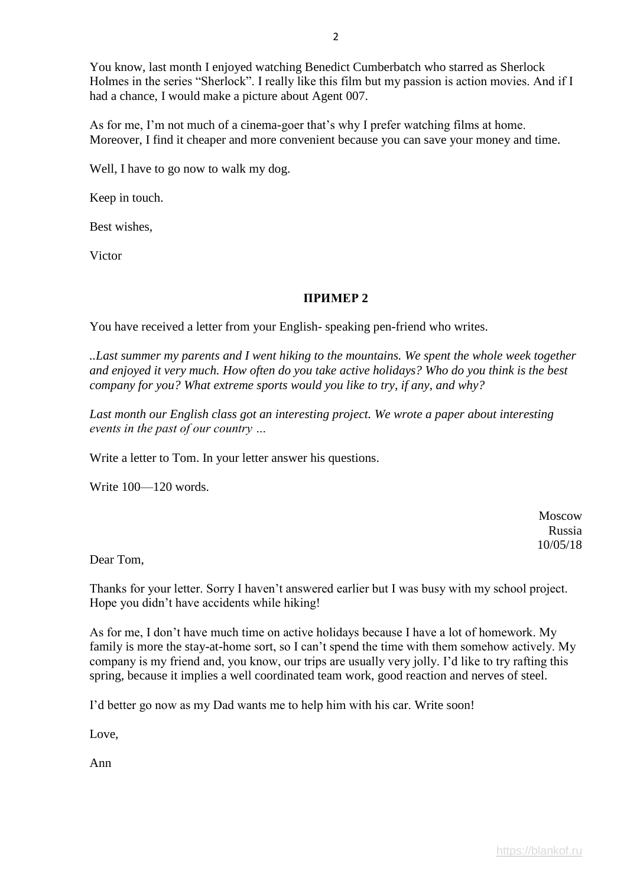You know, last month I enjoyed watching Benedict Cumberbatch who starred as Sherlock Holmes in the series "Sherlock". I really like this film but my passion is action movies. And if I had a chance, I would make a picture about Agent 007.

As for me, I'm not much of a cinema-goer that's why I prefer watching films at home. Moreover, I find it cheaper and more convenient because you can save your money and time.

Well, I have to go now to walk my dog.

Keep in touch.

Best wishes,

Victor

## ПРИМЕР 2

You have received a letter from your English- speaking pen-friend who writes.

*..Last summer my parents and I went hiking to the mountains. We spent the whole week together and enjoyed it very much. How often do you take active holidays? Who do you think is the best company for you? What extreme sports would you like to try, if any, and why?*

*Last month our English class got an interesting project. We wrote a paper about interesting events in the past of our country …*

Write a letter to Tom. In your letter answer his questions.

Write 100—120 words.

Moscow
Russia
10/05/18

Dear Tom,

Thanks for your letter. Sorry I haven't answered earlier but I was busy with my school project. Hope you didn't have accidents while hiking!

As for me, I don't have much time on active holidays because I have a lot of homework. My family is more the stay-at-home sort, so I can't spend the time with them somehow actively. My company is my friend and, you know, our trips are usually very jolly. I'd like to try rafting this spring, because it implies a well coordinated team work, good reaction and nerves of steel.

I'd better go now as my Dad wants me to help him with his car. Write soon!

Love,

Ann